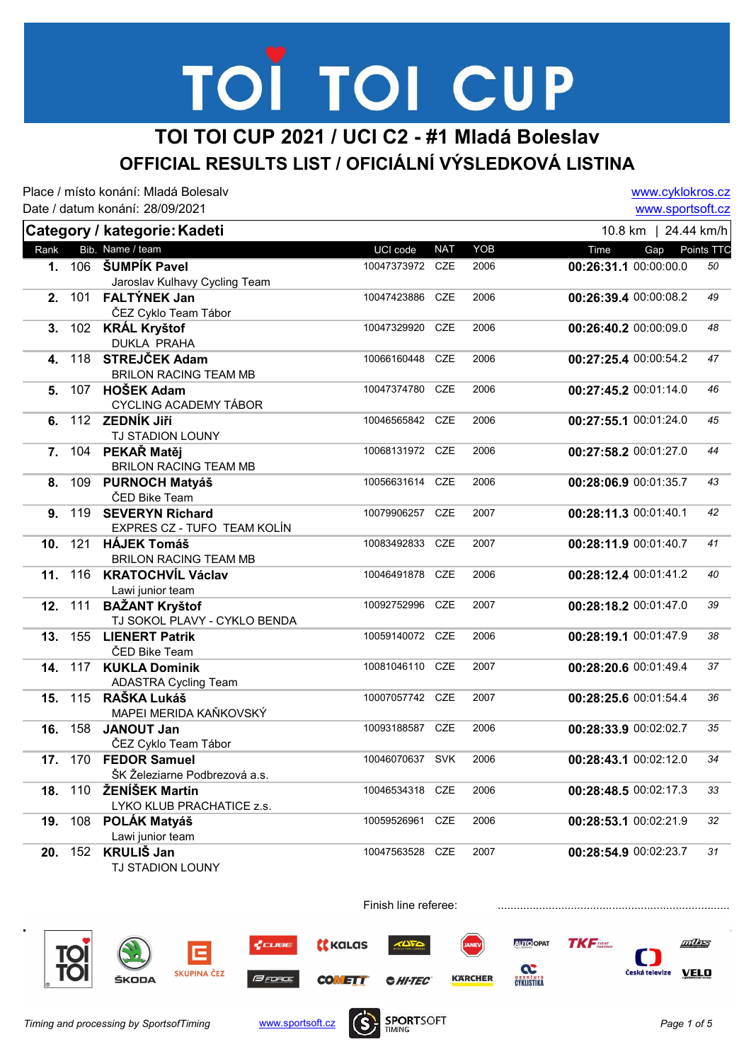# TOI TOI CUP

## TOI TOI CUP 2021 / UCI C2 - #1 Mladá Boleslav

## OFFICIAL RESULTS LIST / OFICIÁLNÍ VÝSLEDKOVÁ LISTINA

Place / místo konání: Mladá Bolesalv
Date / datum konání: 28/09/2021

www.cyklokros.cz
www.sportsoft.cz

**Category / kategorie: Kadeti** — 10.8 km | 24.44 km/h

| Rank | Bib. | Name / team | UCI code | NAT | YOB | Time | Gap | Points TTC |
|---|---|---|---|---|---|---|---|---|
| **1.** | 106 | **ŠUMPÍK Pavel**<br>Jaroslav Kulhavy Cycling Team | 10047373972 | CZE | 2006 | **00:26:31.1** | 00:00:00.0 | *50* |
| **2.** | 101 | **FALTÝNEK Jan**<br>ČEZ Cyklo Team Tábor | 10047423886 | CZE | 2006 | **00:26:39.4** | 00:00:08.2 | *49* |
| **3.** | 102 | **KRÁL Kryštof**<br>DUKLA PRAHA | 10047329920 | CZE | 2006 | **00:26:40.2** | 00:00:09.0 | *48* |
| **4.** | 118 | **STREJČEK Adam**<br>BRILON RACING TEAM MB | 10066160448 | CZE | 2006 | **00:27:25.4** | 00:00:54.2 | *47* |
| **5.** | 107 | **HOŠEK Adam**<br>CYCLING ACADEMY TÁBOR | 10047374780 | CZE | 2006 | **00:27:45.2** | 00:01:14.0 | *46* |
| **6.** | 112 | **ZEDNÍK Jiří**<br>TJ STADION LOUNY | 10046565842 | CZE | 2006 | **00:27:55.1** | 00:01:24.0 | *45* |
| **7.** | 104 | **PEKAŘ Matěj**<br>BRILON RACING TEAM MB | 10068131972 | CZE | 2006 | **00:27:58.2** | 00:01:27.0 | *44* |
| **8.** | 109 | **PURNOCH Matyáš**<br>ČED Bike Team | 10056631614 | CZE | 2006 | **00:28:06.9** | 00:01:35.7 | *43* |
| **9.** | 119 | **SEVERYN Richard**<br>EXPRES CZ - TUFO TEAM KOLÍN | 10079906257 | CZE | 2007 | **00:28:11.3** | 00:01:40.1 | *42* |
| **10.** | 121 | **HÁJEK Tomáš**<br>BRILON RACING TEAM MB | 10083492833 | CZE | 2007 | **00:28:11.9** | 00:01:40.7 | *41* |
| **11.** | 116 | **KRATOCHVÍL Václav**<br>Lawi junior team | 10046491878 | CZE | 2006 | **00:28:12.4** | 00:01:41.2 | *40* |
| **12.** | 111 | **BAŽANT Kryštof**<br>TJ SOKOL PLAVY - CYKLO BENDA | 10092752996 | CZE | 2007 | **00:28:18.2** | 00:01:47.0 | *39* |
| **13.** | 155 | **LIENERT Patrik**<br>ČED Bike Team | 10059140072 | CZE | 2006 | **00:28:19.1** | 00:01:47.9 | *38* |
| **14.** | 117 | **KUKLA Dominik**<br>ADASTRA Cycling Team | 10081046110 | CZE | 2007 | **00:28:20.6** | 00:01:49.4 | *37* |
| **15.** | 115 | **RAŠKA Lukáš**<br>MAPEI MERIDA KAŇKOVSKÝ | 10007057742 | CZE | 2007 | **00:28:25.6** | 00:01:54.4 | *36* |
| **16.** | 158 | **JANOUT Jan**<br>ČEZ Cyklo Team Tábor | 10093188587 | CZE | 2006 | **00:28:33.9** | 00:02:02.7 | *35* |
| **17.** | 170 | **FEDOR Samuel**<br>ŠK Železiarne Podbrezová a.s. | 10046070637 | SVK | 2006 | **00:28:43.1** | 00:02:12.0 | *34* |
| **18.** | 110 | **ŽENÍŠEK Martin**<br>LYKO KLUB PRACHATICE z.s. | 10046534318 | CZE | 2006 | **00:28:48.5** | 00:02:17.3 | *33* |
| **19.** | 108 | **POLÁK Matyáš**<br>Lawi junior team | 10059526961 | CZE | 2006 | **00:28:53.1** | 00:02:21.9 | *32* |
| **20.** | 152 | **KRULIŠ Jan**<br>TJ STADION LOUNY | 10047563528 | CZE | 2007 | **00:28:54.9** | 00:02:23.7 | *31* |

Finish line referee: ........................................................................

*Timing and processing by SportsofTiming* www.sportsoft.cz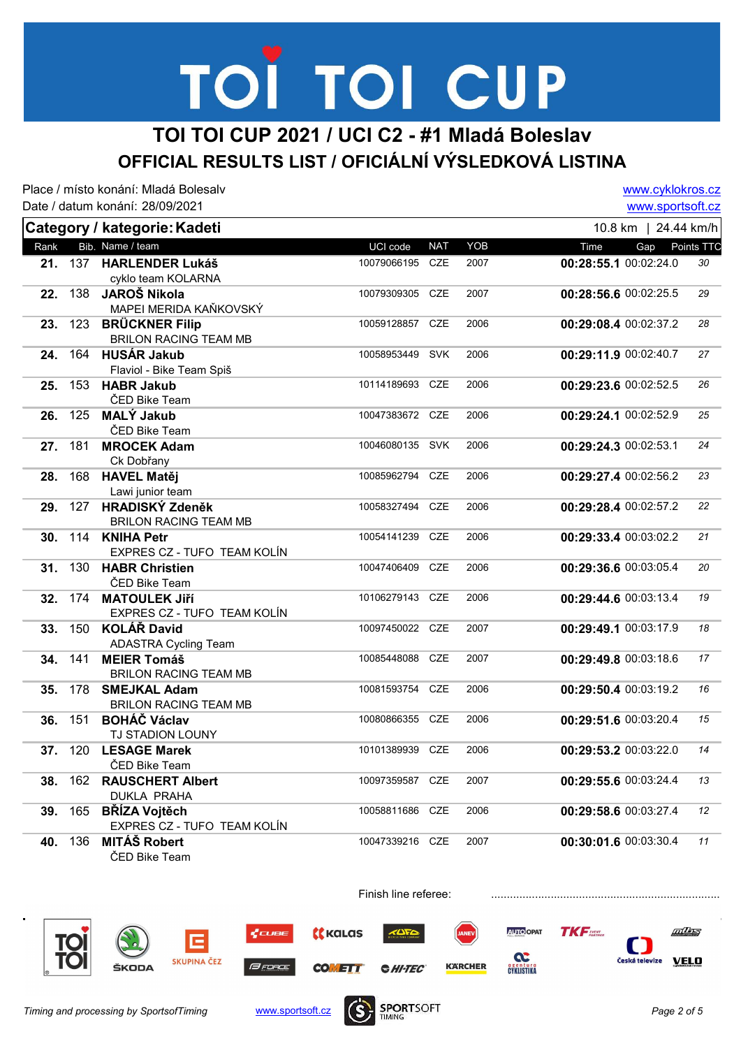# TOI TOI CUP 2021 / UCI C2 - #1 Mladá Boleslav

## OFFICIAL RESULTS LIST / OFICIÁLNÍ VÝSLEDKOVÁ LISTINA

Place / místo konání: Mladá Bolesalv
Date / datum konání: 28/09/2021

www.cyklokros.cz
www.sportsoft.cz

### Category / kategorie: Kadeti

10.8 km | 24.44 km/h

| Rank | Bib. | Name / team | UCI code | NAT | YOB | Time | Gap | Points TTC |
|---|---|---|---|---|---|---|---|---|
| **21.** | 137 | **HARLENDER Lukáš**<br>cyklo team KOLARNA | 10079066195 | CZE | 2007 | **00:28:55.1** | 00:02:24.0 | *30* |
| **22.** | 138 | **JAROŠ Nikola**<br>MAPEI MERIDA KAŇKOVSKÝ | 10079309305 | CZE | 2007 | **00:28:56.6** | 00:02:25.5 | *29* |
| **23.** | 123 | **BRÜCKNER Filip**<br>BRILON RACING TEAM MB | 10059128857 | CZE | 2006 | **00:29:08.4** | 00:02:37.2 | *28* |
| **24.** | 164 | **HUSÁR Jakub**<br>Flaviol - Bike Team Spiš | 10058953449 | SVK | 2006 | **00:29:11.9** | 00:02:40.7 | *27* |
| **25.** | 153 | **HABR Jakub**<br>ČED Bike Team | 10114189693 | CZE | 2006 | **00:29:23.6** | 00:02:52.5 | *26* |
| **26.** | 125 | **MALÝ Jakub**<br>ČED Bike Team | 10047383672 | CZE | 2006 | **00:29:24.1** | 00:02:52.9 | *25* |
| **27.** | 181 | **MROCEK Adam**<br>Ck Dobřany | 10046080135 | SVK | 2006 | **00:29:24.3** | 00:02:53.1 | *24* |
| **28.** | 168 | **HAVEL Matěj**<br>Lawi junior team | 10085962794 | CZE | 2006 | **00:29:27.4** | 00:02:56.2 | *23* |
| **29.** | 127 | **HRADISKÝ Zdeněk**<br>BRILON RACING TEAM MB | 10058327494 | CZE | 2006 | **00:29:28.4** | 00:02:57.2 | *22* |
| **30.** | 114 | **KNIHA Petr**<br>EXPRES CZ - TUFO TEAM KOLÍN | 10054141239 | CZE | 2006 | **00:29:33.4** | 00:03:02.2 | *21* |
| **31.** | 130 | **HABR Christien**<br>ČED Bike Team | 10047406409 | CZE | 2006 | **00:29:36.6** | 00:03:05.4 | *20* |
| **32.** | 174 | **MATOULEK Jiří**<br>EXPRES CZ - TUFO TEAM KOLÍN | 10106279143 | CZE | 2006 | **00:29:44.6** | 00:03:13.4 | *19* |
| **33.** | 150 | **KOLÁŘ David**<br>ADASTRA Cycling Team | 10097450022 | CZE | 2007 | **00:29:49.1** | 00:03:17.9 | *18* |
| **34.** | 141 | **MEIER Tomáš**<br>BRILON RACING TEAM MB | 10085448088 | CZE | 2007 | **00:29:49.8** | 00:03:18.6 | *17* |
| **35.** | 178 | **SMEJKAL Adam**<br>BRILON RACING TEAM MB | 10081593754 | CZE | 2006 | **00:29:50.4** | 00:03:19.2 | *16* |
| **36.** | 151 | **BOHÁČ Václav**<br>TJ STADION LOUNY | 10080866355 | CZE | 2006 | **00:29:51.6** | 00:03:20.4 | *15* |
| **37.** | 120 | **LESAGE Marek**<br>ČED Bike Team | 10101389939 | CZE | 2006 | **00:29:53.2** | 00:03:22.0 | *14* |
| **38.** | 162 | **RAUSCHERT Albert**<br>DUKLA PRAHA | 10097359587 | CZE | 2007 | **00:29:55.6** | 00:03:24.4 | *13* |
| **39.** | 165 | **BŘÍZA Vojtěch**<br>EXPRES CZ - TUFO TEAM KOLÍN | 10058811686 | CZE | 2006 | **00:29:58.6** | 00:03:27.4 | *12* |
| **40.** | 136 | **MITÁŠ Robert**<br>ČED Bike Team | 10047339216 | CZE | 2007 | **00:30:01.6** | 00:03:30.4 | *11* |

Finish line referee: ..........................................................................

*Timing and processing by SportsofTiming* www.sportsoft.cz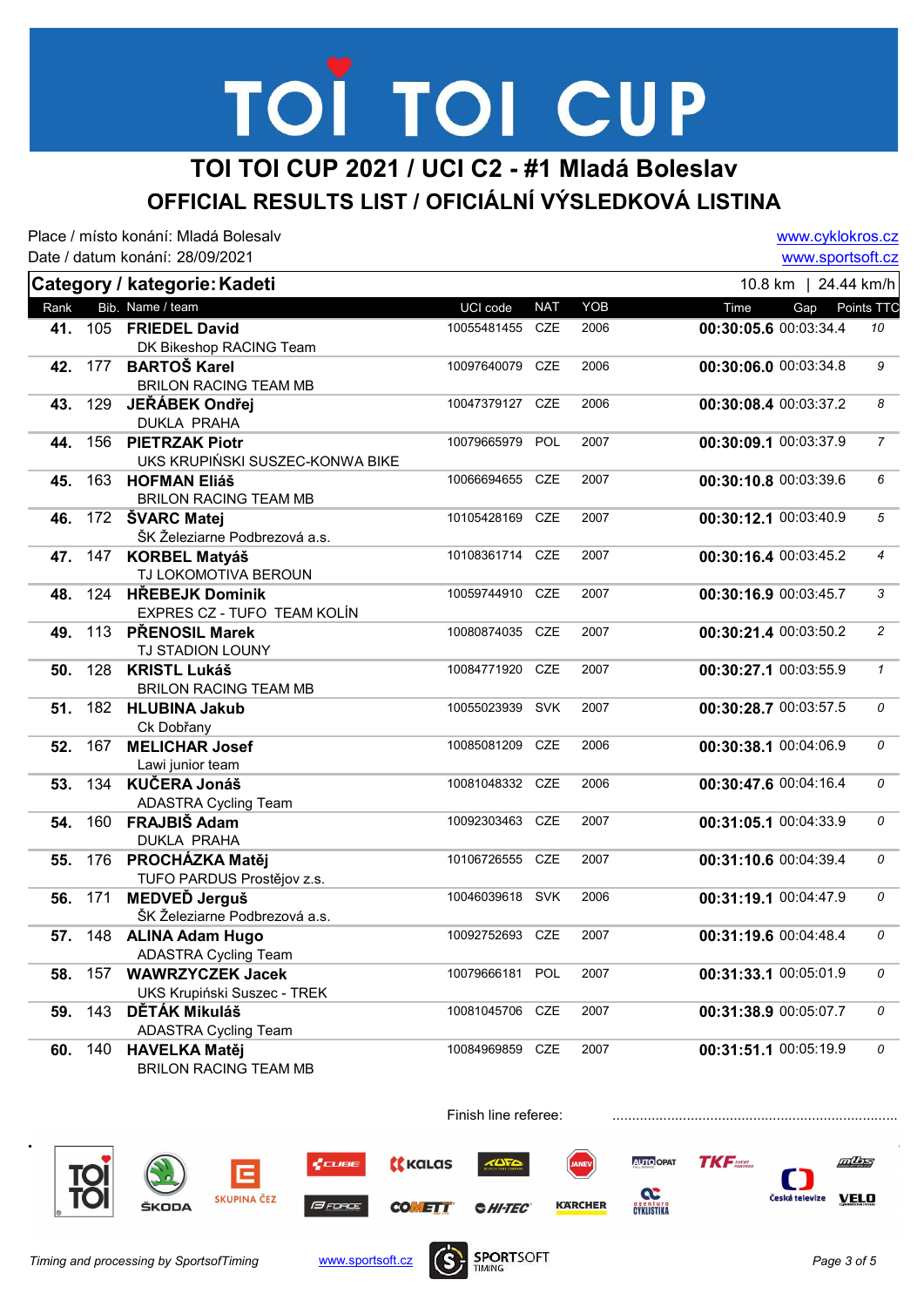# TOI TOI CUP

## TOI TOI CUP 2021 / UCI C2 - #1 Mladá Boleslav

## OFFICIAL RESULTS LIST / OFICIÁLNÍ VÝSLEDKOVÁ LISTINA

Place / místo konání: Mladá Bolesalv
Date / datum konání: 28/09/2021

www.cyklokros.cz
www.sportsoft.cz

**Category / kategorie: Kadeti** — 10.8 km | 24.44 km/h

| Rank | Bib. | Name / team | UCI code | NAT | YOB | Time | Gap | Points TTC |
|---|---|---|---|---|---|---|---|---|
| **41.** | 105 | **FRIEDEL David**<br>DK Bikeshop RACING Team | 10055481455 | CZE | 2006 | **00:30:05.6** | 00:03:34.4 | *10* |
| **42.** | 177 | **BARTOŠ Karel**<br>BRILON RACING TEAM MB | 10097640079 | CZE | 2006 | **00:30:06.0** | 00:03:34.8 | *9* |
| **43.** | 129 | **JEŘÁBEK Ondřej**<br>DUKLA PRAHA | 10047379127 | CZE | 2006 | **00:30:08.4** | 00:03:37.2 | *8* |
| **44.** | 156 | **PIETRZAK Piotr**<br>UKS KRUPIŃSKI SUSZEC-KONWA BIKE | 10079665979 | POL | 2007 | **00:30:09.1** | 00:03:37.9 | *7* |
| **45.** | 163 | **HOFMAN Eliáš**<br>BRILON RACING TEAM MB | 10066694655 | CZE | 2007 | **00:30:10.8** | 00:03:39.6 | *6* |
| **46.** | 172 | **ŠVARC Matej**<br>ŠK Železiarne Podbrezová a.s. | 10105428169 | CZE | 2007 | **00:30:12.1** | 00:03:40.9 | *5* |
| **47.** | 147 | **KORBEL Matyáš**<br>TJ LOKOMOTIVA BEROUN | 10108361714 | CZE | 2007 | **00:30:16.4** | 00:03:45.2 | *4* |
| **48.** | 124 | **HŘEBEJK Dominik**<br>EXPRES CZ - TUFO TEAM KOLÍN | 10059744910 | CZE | 2007 | **00:30:16.9** | 00:03:45.7 | *3* |
| **49.** | 113 | **PŘENOSIL Marek**<br>TJ STADION LOUNY | 10080874035 | CZE | 2007 | **00:30:21.4** | 00:03:50.2 | *2* |
| **50.** | 128 | **KRISTL Lukáš**<br>BRILON RACING TEAM MB | 10084771920 | CZE | 2007 | **00:30:27.1** | 00:03:55.9 | *1* |
| **51.** | 182 | **HLUBINA Jakub**<br>Ck Dobřany | 10055023939 | SVK | 2007 | **00:30:28.7** | 00:03:57.5 | *0* |
| **52.** | 167 | **MELICHAR Josef**<br>Lawi junior team | 10085081209 | CZE | 2006 | **00:30:38.1** | 00:04:06.9 | *0* |
| **53.** | 134 | **KUČERA Jonáš**<br>ADASTRA Cycling Team | 10081048332 | CZE | 2006 | **00:30:47.6** | 00:04:16.4 | *0* |
| **54.** | 160 | **FRAJBIŠ Adam**<br>DUKLA PRAHA | 10092303463 | CZE | 2007 | **00:31:05.1** | 00:04:33.9 | *0* |
| **55.** | 176 | **PROCHÁZKA Matěj**<br>TUFO PARDUS Prostějov z.s. | 10106726555 | CZE | 2007 | **00:31:10.6** | 00:04:39.4 | *0* |
| **56.** | 171 | **MEDVEĎ Jerguš**<br>ŠK Železiarne Podbrezová a.s. | 10046039618 | SVK | 2006 | **00:31:19.1** | 00:04:47.9 | *0* |
| **57.** | 148 | **ALINA Adam Hugo**<br>ADASTRA Cycling Team | 10092752693 | CZE | 2007 | **00:31:19.6** | 00:04:48.4 | *0* |
| **58.** | 157 | **WAWRZYCZEK Jacek**<br>UKS Krupiński Suszec - TREK | 10079666181 | POL | 2007 | **00:31:33.1** | 00:05:01.9 | *0* |
| **59.** | 143 | **DĚTÁK Mikuláš**<br>ADASTRA Cycling Team | 10081045706 | CZE | 2007 | **00:31:38.9** | 00:05:07.7 | *0* |
| **60.** | 140 | **HAVELKA Matěj**<br>BRILON RACING TEAM MB | 10084969859 | CZE | 2007 | **00:31:51.1** | 00:05:19.9 | *0* |

Finish line referee: ........................................................................

*Timing and processing by SportsofTiming* www.sportsoft.cz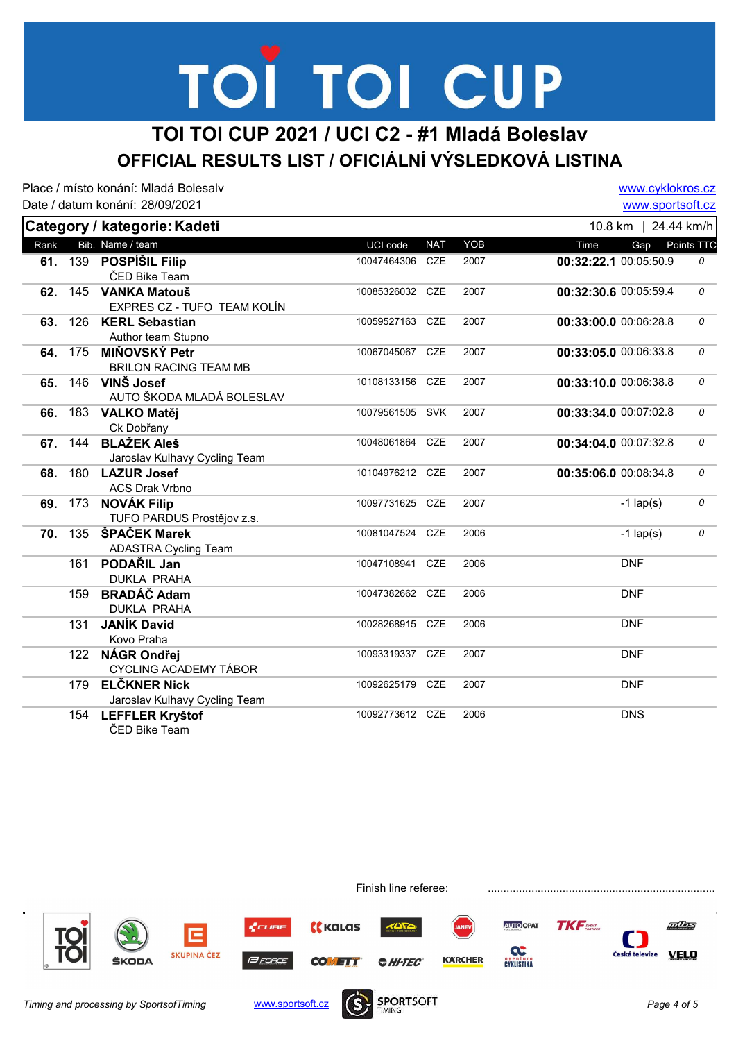# TOI TOI CUP

## TOI TOI CUP 2021 / UCI C2 - #1 Mladá Boleslav

## OFFICIAL RESULTS LIST / OFICIÁLNÍ VÝSLEDKOVÁ LISTINA

Place / místo konání: Mladá Bolesalv
Date / datum konání: 28/09/2021

www.cyklokros.cz
www.sportsoft.cz

**Category / kategorie: Kadeti** — 10.8 km | 24.44 km/h

| Rank | Bib. | Name / team | UCI code | NAT | YOB | Time | Gap | Points TTC |
|---|---|---|---|---|---|---|---|---|
| **61.** | 139 | **POSPÍŠIL Filip**<br>ČED Bike Team | 10047464306 | CZE | 2007 | **00:32:22.1** | 00:05:50.9 | 0 |
| **62.** | 145 | **VANKA Matouš**<br>EXPRES CZ - TUFO TEAM KOLÍN | 10085326032 | CZE | 2007 | **00:32:30.6** | 00:05:59.4 | 0 |
| **63.** | 126 | **KERL Sebastian**<br>Author team Stupno | 10059527163 | CZE | 2007 | **00:33:00.0** | 00:06:28.8 | 0 |
| **64.** | 175 | **MIŇOVSKÝ Petr**<br>BRILON RACING TEAM MB | 10067045067 | CZE | 2007 | **00:33:05.0** | 00:06:33.8 | 0 |
| **65.** | 146 | **VINŠ Josef**<br>AUTO ŠKODA MLADÁ BOLESLAV | 10108133156 | CZE | 2007 | **00:33:10.0** | 00:06:38.8 | 0 |
| **66.** | 183 | **VALKO Matěj**<br>Ck Dobřany | 10079561505 | SVK | 2007 | **00:33:34.0** | 00:07:02.8 | 0 |
| **67.** | 144 | **BLAŽEK Aleš**<br>Jaroslav Kulhavy Cycling Team | 10048061864 | CZE | 2007 | **00:34:04.0** | 00:07:32.8 | 0 |
| **68.** | 180 | **LAZUR Josef**<br>ACS Drak Vrbno | 10104976212 | CZE | 2007 | **00:35:06.0** | 00:08:34.8 | 0 |
| **69.** | 173 | **NOVÁK Filip**<br>TUFO PARDUS Prostějov z.s. | 10097731625 | CZE | 2007 | | -1 lap(s) | 0 |
| **70.** | 135 | **ŠPAČEK Marek**<br>ADASTRA Cycling Team | 10081047524 | CZE | 2006 | | -1 lap(s) | 0 |
| | 161 | **PODAŘIL Jan**<br>DUKLA PRAHA | 10047108941 | CZE | 2006 | | DNF | |
| | 159 | **BRADÁČ Adam**<br>DUKLA PRAHA | 10047382662 | CZE | 2006 | | DNF | |
| | 131 | **JANÍK David**<br>Kovo Praha | 10028268915 | CZE | 2006 | | DNF | |
| | 122 | **NÁGR Ondřej**<br>CYCLING ACADEMY TÁBOR | 10093319337 | CZE | 2007 | | DNF | |
| | 179 | **ELČKNER Nick**<br>Jaroslav Kulhavy Cycling Team | 10092625179 | CZE | 2007 | | DNF | |
| | 154 | **LEFFLER Kryštof**<br>ČED Bike Team | 10092773612 | CZE | 2006 | | DNS | |

Finish line referee: ........................................................................

*Timing and processing by SportsofTiming* www.sportsoft.cz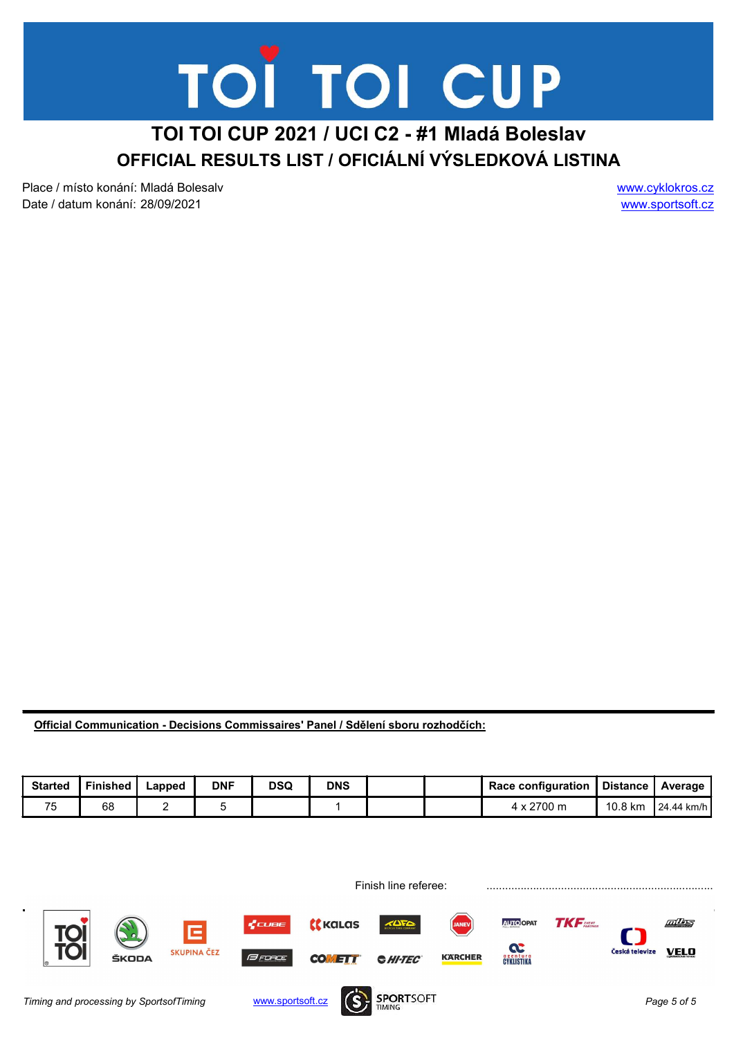# TOI TOI CUP 2021 / UCI C2 - #1 Mladá Boleslav

## OFFICIAL RESULTS LIST / OFICIÁLNÍ VÝSLEDKOVÁ LISTINA

Place / místo konání: Mladá Bolesalv
Date / datum konání: 28/09/2021

www.cyklokros.cz
www.sportsoft.cz

**Official Communication - Decisions Commissaires' Panel / Sdělení sboru rozhodčích:**

| Started | Finished | Lapped | DNF | DSQ | DNS | | | Race configuration | Distance | Average |
|---|---|---|---|---|---|---|---|---|---|---|
| 75 | 68 | 2 | 5 | | 1 | | | 4 x 2700 m | 10.8 km | 24.44 km/h |

Finish line referee: ........................................................................

*Timing and processing by SportsofTiming* www.sportsoft.cz